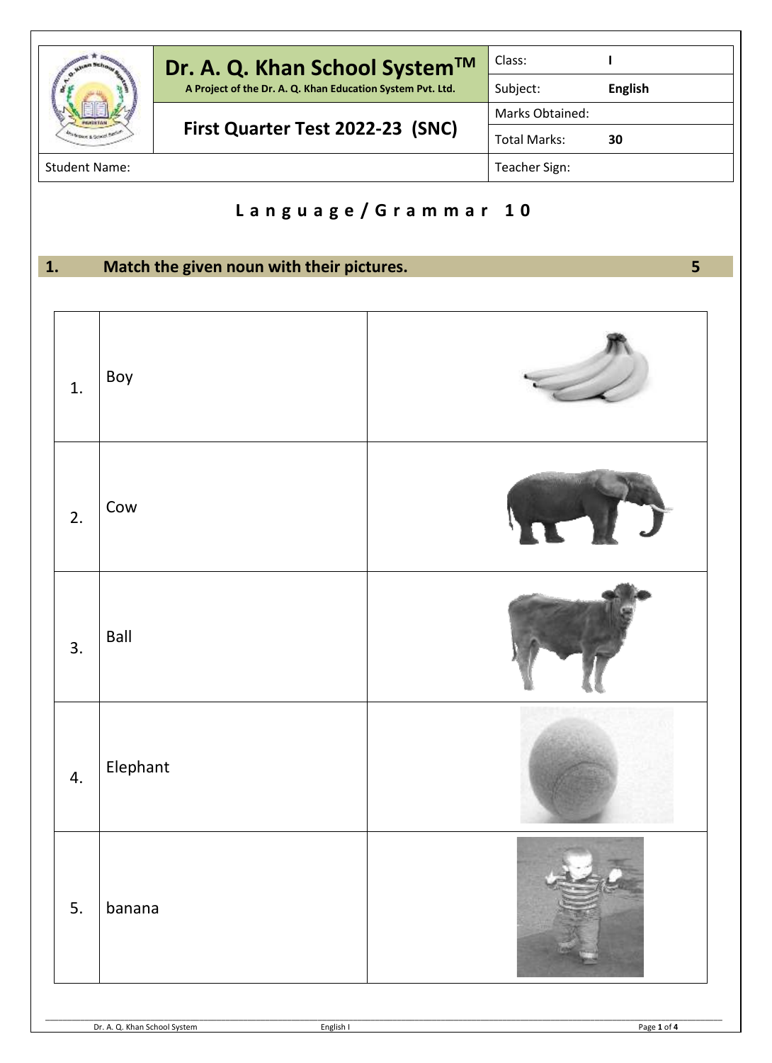| | Dr. A. Q. Khan School System™<br>A Project of the Dr. A. Q. Khan Education System Pvt. Ltd. | Class: | I |
|---|---|---|---|
| | | Subject: | English |
| | First Quarter Test 2022-23 (SNC) | Marks Obtained: | |
| | | Total Marks: | 30 |
| Student Name: | | Teacher Sign: | |

## Language / Grammar 10

### 1. Match the given noun with their pictures. 5

| | | |
|---|---|---|
| 1. | Boy | |
| 2. | Cow | |
| 3. | Ball | |
| 4. | Elephant | |
| 5. | banana | |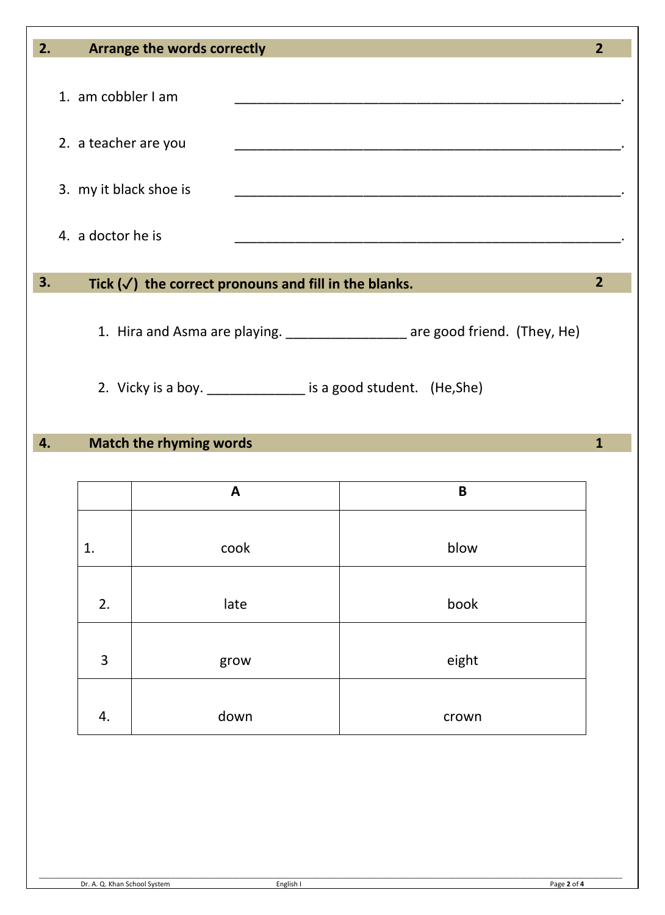## 2. Arrange the words correctly — 2

1. am cobbler I am ______________________________________________.

2. a teacher are you ______________________________________________.

3. my it black shoe is ______________________________________________.

4. a doctor he is ______________________________________________.

## 3. Tick (✓) the correct pronouns and fill in the blanks. — 2

1. Hira and Asma are playing. ________________ are good friend. (They, He)

2. Vicky is a boy. _____________ is a good student. (He,She)

## 4. Match the rhyming words — 1

| | A | B |
|---|---|---|
| 1. | cook | blow |
| 2. | late | book |
| 3 | grow | eight |
| 4. | down | crown |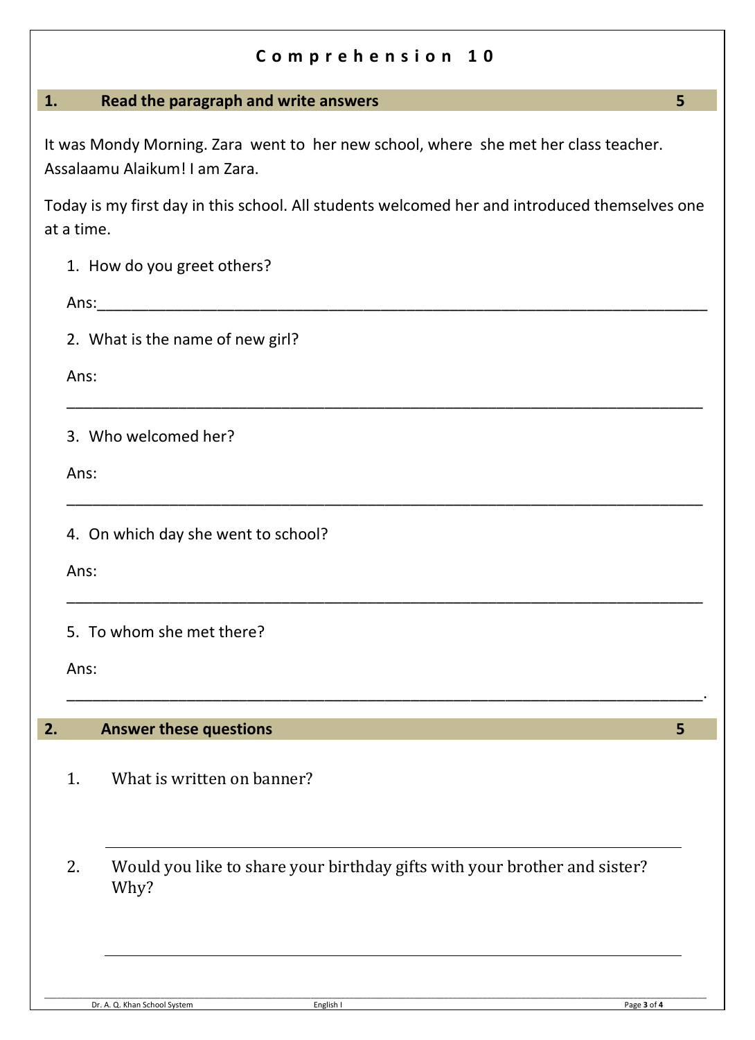# Comprehension 10

## 1. Read the paragraph and write answers — 5

It was Mondy Morning. Zara went to her new school, where she met her class teacher. Assalaamu Alaikum! I am Zara.

Today is my first day in this school. All students welcomed her and introduced themselves one at a time.

1. How do you greet others?

   Ans:\_\_\_\_\_\_\_\_\_\_\_\_\_\_\_\_\_\_\_\_\_\_\_\_\_\_\_\_\_\_\_\_\_\_\_\_\_\_\_\_\_\_\_\_\_\_\_\_\_\_\_\_\_\_\_\_\_\_\_\_\_\_\_\_

2. What is the name of new girl?

   Ans:

   \_\_\_\_\_\_\_\_\_\_\_\_\_\_\_\_\_\_\_\_\_\_\_\_\_\_\_\_\_\_\_\_\_\_\_\_\_\_\_\_\_\_\_\_\_\_\_\_\_\_\_\_\_\_\_\_\_\_\_\_\_\_\_\_\_\_\_

3. Who welcomed her?

   Ans:

   \_\_\_\_\_\_\_\_\_\_\_\_\_\_\_\_\_\_\_\_\_\_\_\_\_\_\_\_\_\_\_\_\_\_\_\_\_\_\_\_\_\_\_\_\_\_\_\_\_\_\_\_\_\_\_\_\_\_\_\_\_\_\_\_\_\_\_

4. On which day she went to school?

   Ans:

   \_\_\_\_\_\_\_\_\_\_\_\_\_\_\_\_\_\_\_\_\_\_\_\_\_\_\_\_\_\_\_\_\_\_\_\_\_\_\_\_\_\_\_\_\_\_\_\_\_\_\_\_\_\_\_\_\_\_\_\_\_\_\_\_\_\_\_

5. To whom she met there?

   Ans:

   \_\_\_\_\_\_\_\_\_\_\_\_\_\_\_\_\_\_\_\_\_\_\_\_\_\_\_\_\_\_\_\_\_\_\_\_\_\_\_\_\_\_\_\_\_\_\_\_\_\_\_\_\_\_\_\_\_\_\_\_\_\_\_\_\_\_\_.

## 2. Answer these questions — 5

1. What is written on banner?

   \_\_\_\_\_\_\_\_\_\_\_\_\_\_\_\_\_\_\_\_\_\_\_\_\_\_\_\_\_\_\_\_\_\_\_\_\_\_\_\_\_\_\_\_\_\_\_\_\_\_\_\_\_\_\_\_\_\_\_\_\_\_\_\_\_\_\_

2. Would you like to share your birthday gifts with your brother and sister? Why?

   \_\_\_\_\_\_\_\_\_\_\_\_\_\_\_\_\_\_\_\_\_\_\_\_\_\_\_\_\_\_\_\_\_\_\_\_\_\_\_\_\_\_\_\_\_\_\_\_\_\_\_\_\_\_\_\_\_\_\_\_\_\_\_\_\_\_\_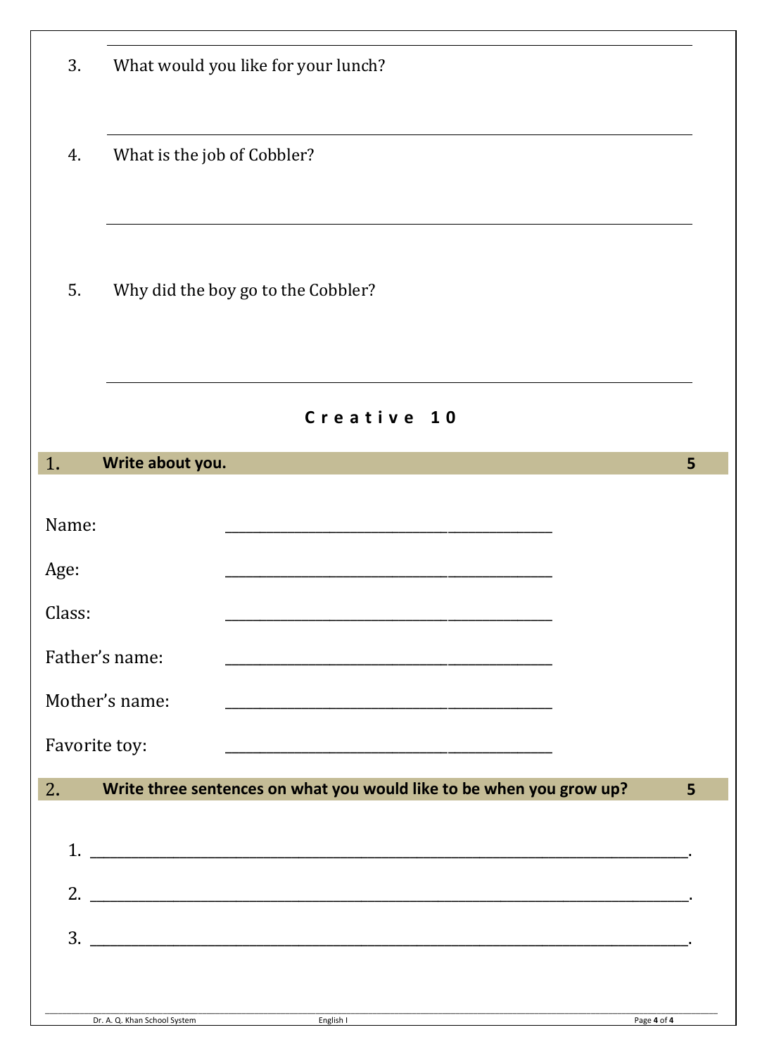3. What would you like for your lunch?

4. What is the job of Cobbler?

5. Why did the boy go to the Cobbler?

## Creative 10

**1. Write about you.** **5**

Name: ______________________________

Age: ______________________________

Class: ______________________________

Father's name: ______________________________

Mother's name: ______________________________

Favorite toy: ______________________________

**2. Write three sentences on what you would like to be when you grow up?** **5**

1. ______________________________________________.
2. ______________________________________________.
3. ______________________________________________.